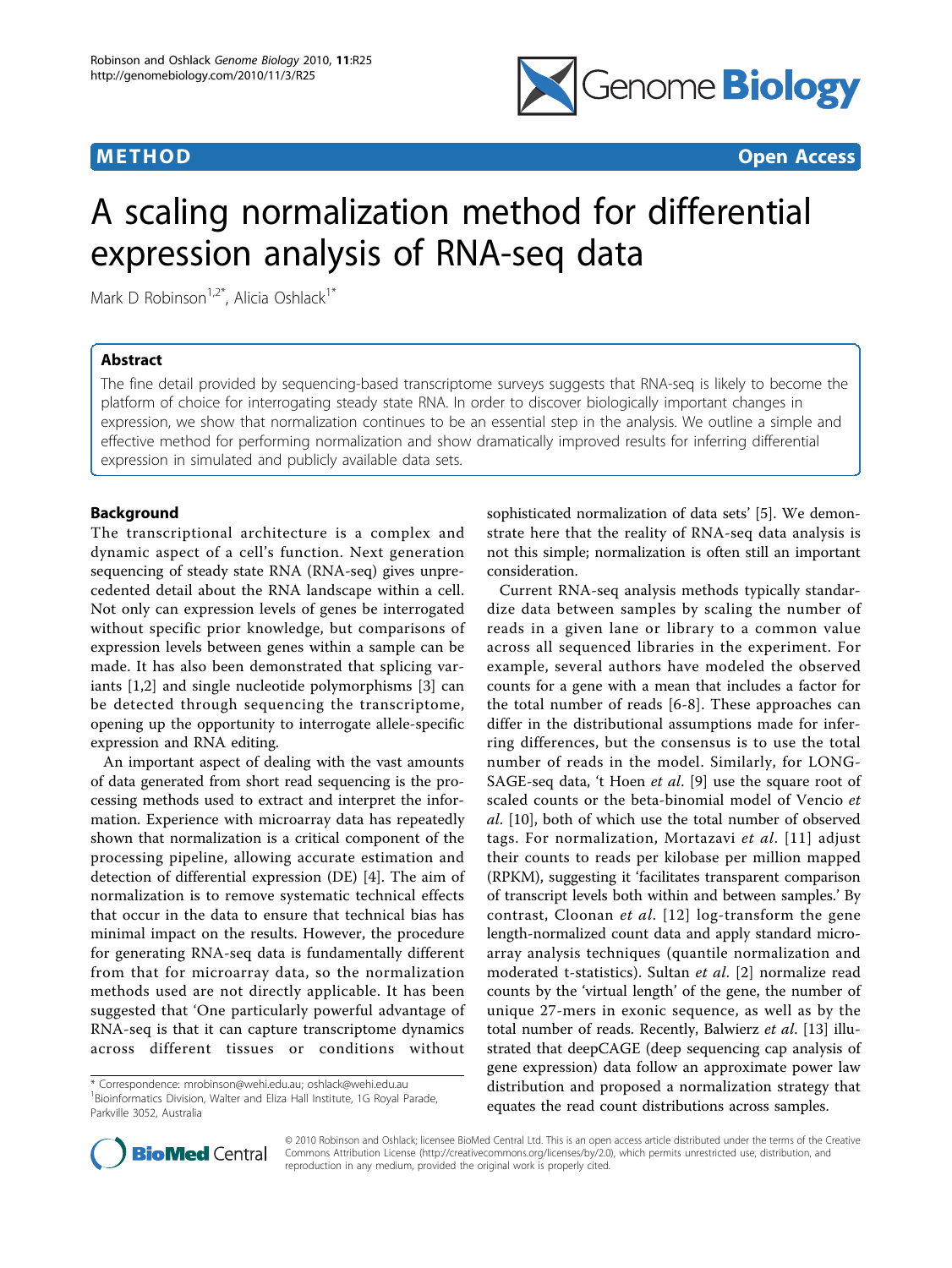METHOD

Open Access

# A scaling normalization method for differential expression analysis of RNA-seq data

Mark D Robinson[1,2*], Alicia Oshlack[1*]

## Abstract

The fine detail provided by sequencing-based transcriptome surveys suggests that RNA-seq is likely to become the platform of choice for interrogating steady state RNA. In order to discover biologically important changes in expression, we show that normalization continues to be an essential step in the analysis. We outline a simple and effective method for performing normalization and show dramatically improved results for inferring differential expression in simulated and publicly available data sets.

## Background

The transcriptional architecture is a complex and dynamic aspect of a cell's function. Next generation sequencing of steady state RNA (RNA-seq) gives unprecedented detail about the RNA landscape within a cell. Not only can expression levels of genes be interrogated without specific prior knowledge, but comparisons of expression levels between genes within a sample can be made. It has also been demonstrated that splicing variants [1,2] and single nucleotide polymorphisms [3] can be detected through sequencing the transcriptome, opening up the opportunity to interrogate allele-specific expression and RNA editing.

An important aspect of dealing with the vast amounts of data generated from short read sequencing is the processing methods used to extract and interpret the information. Experience with microarray data has repeatedly shown that normalization is a critical component of the processing pipeline, allowing accurate estimation and detection of differential expression (DE) [4]. The aim of normalization is to remove systematic technical effects that occur in the data to ensure that technical bias has minimal impact on the results. However, the procedure for generating RNA-seq data is fundamentally different from that for microarray data, so the normalization methods used are not directly applicable. It has been suggested that 'One particularly powerful advantage of RNA-seq is that it can capture transcriptome dynamics across different tissues or conditions without sophisticated normalization of data sets' [5]. We demonstrate here that the reality of RNA-seq data analysis is not this simple; normalization is often still an important consideration.

Current RNA-seq analysis methods typically standardize data between samples by scaling the number of reads in a given lane or library to a common value across all sequenced libraries in the experiment. For example, several authors have modeled the observed counts for a gene with a mean that includes a factor for the total number of reads [6-8]. These approaches can differ in the distributional assumptions made for inferring differences, but the consensus is to use the total number of reads in the model. Similarly, for LONG-SAGE-seq data, 't Hoen *et al*. [9] use the square root of scaled counts or the beta-binomial model of Vencio *et al*. [10], both of which use the total number of observed tags. For normalization, Mortazavi *et al*. [11] adjust their counts to reads per kilobase per million mapped (RPKM), suggesting it 'facilitates transparent comparison of transcript levels both within and between samples.' By contrast, Cloonan *et al*. [12] log-transform the gene length-normalized count data and apply standard microarray analysis techniques (quantile normalization and moderated t-statistics). Sultan *et al*. [2] normalize read counts by the 'virtual length' of the gene, the number of unique 27-mers in exonic sequence, as well as by the total number of reads. Recently, Balwierz *et al*. [13] illustrated that deepCAGE (deep sequencing cap analysis of gene expression) data follow an approximate power law distribution and proposed a normalization strategy that equates the read count distributions across samples.

\* Correspondence: mrobinson@wehi.edu.au; oshlack@wehi.edu.au
[1]Bioinformatics Division, Walter and Eliza Hall Institute, 1G Royal Parade, Parkville 3052, Australia

© 2010 Robinson and Oshlack; licensee BioMed Central Ltd. This is an open access article distributed under the terms of the Creative Commons Attribution License (http://creativecommons.org/licenses/by/2.0), which permits unrestricted use, distribution, and reproduction in any medium, provided the original work is properly cited.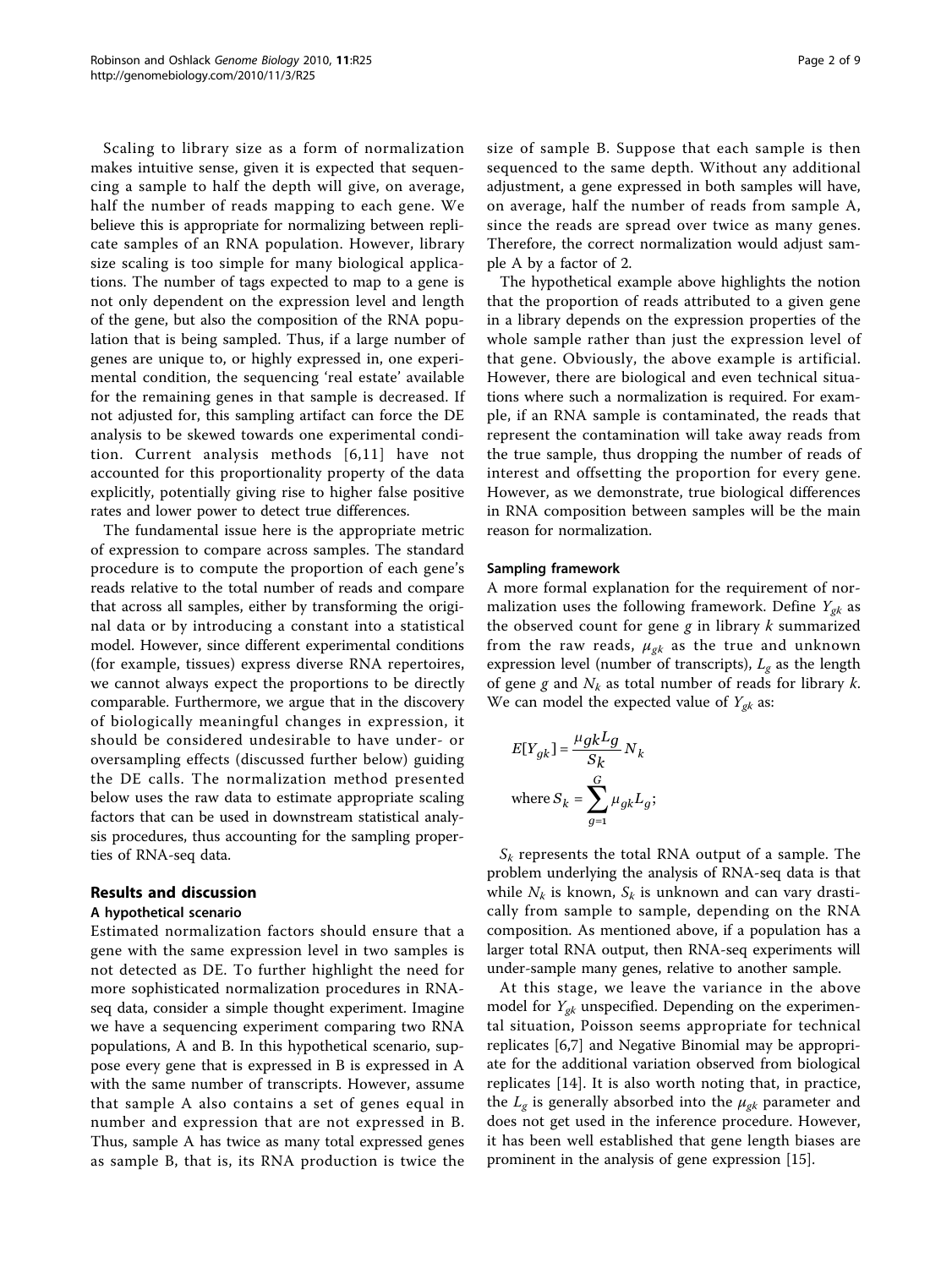Scaling to library size as a form of normalization makes intuitive sense, given it is expected that sequencing a sample to half the depth will give, on average, half the number of reads mapping to each gene. We believe this is appropriate for normalizing between replicate samples of an RNA population. However, library size scaling is too simple for many biological applications. The number of tags expected to map to a gene is not only dependent on the expression level and length of the gene, but also the composition of the RNA population that is being sampled. Thus, if a large number of genes are unique to, or highly expressed in, one experimental condition, the sequencing 'real estate' available for the remaining genes in that sample is decreased. If not adjusted for, this sampling artifact can force the DE analysis to be skewed towards one experimental condition. Current analysis methods [6,11] have not accounted for this proportionality property of the data explicitly, potentially giving rise to higher false positive rates and lower power to detect true differences.

The fundamental issue here is the appropriate metric of expression to compare across samples. The standard procedure is to compute the proportion of each gene's reads relative to the total number of reads and compare that across all samples, either by transforming the original data or by introducing a constant into a statistical model. However, since different experimental conditions (for example, tissues) express diverse RNA repertoires, we cannot always expect the proportions to be directly comparable. Furthermore, we argue that in the discovery of biologically meaningful changes in expression, it should be considered undesirable to have under- or oversampling effects (discussed further below) guiding the DE calls. The normalization method presented below uses the raw data to estimate appropriate scaling factors that can be used in downstream statistical analysis procedures, thus accounting for the sampling properties of RNA-seq data.

## Results and discussion

### A hypothetical scenario

Estimated normalization factors should ensure that a gene with the same expression level in two samples is not detected as DE. To further highlight the need for more sophisticated normalization procedures in RNA-seq data, consider a simple thought experiment. Imagine we have a sequencing experiment comparing two RNA populations, A and B. In this hypothetical scenario, suppose every gene that is expressed in B is expressed in A with the same number of transcripts. However, assume that sample A also contains a set of genes equal in number and expression that are not expressed in B. Thus, sample A has twice as many total expressed genes as sample B, that is, its RNA production is twice the size of sample B. Suppose that each sample is then sequenced to the same depth. Without any additional adjustment, a gene expressed in both samples will have, on average, half the number of reads from sample A, since the reads are spread over twice as many genes. Therefore, the correct normalization would adjust sample A by a factor of 2.

The hypothetical example above highlights the notion that the proportion of reads attributed to a given gene in a library depends on the expression properties of the whole sample rather than just the expression level of that gene. Obviously, the above example is artificial. However, there are biological and even technical situations where such a normalization is required. For example, if an RNA sample is contaminated, the reads that represent the contamination will take away reads from the true sample, thus dropping the number of reads of interest and offsetting the proportion for every gene. However, as we demonstrate, true biological differences in RNA composition between samples will be the main reason for normalization.

### Sampling framework

A more formal explanation for the requirement of normalization uses the following framework. Define $Y_{gk}$ as the observed count for gene $g$ in library $k$ summarized from the raw reads, $\mu_{gk}$ as the true and unknown expression level (number of transcripts), $L_g$ as the length of gene $g$ and $N_k$ as total number of reads for library $k$. We can model the expected value of $Y_{gk}$ as:

$$E[Y_{gk}] = \frac{\mu_{gk} L_g}{S_k} N_k$$

$$\text{where } S_k = \sum_{g=1}^{G} \mu_{gk} L_g;$$

$S_k$ represents the total RNA output of a sample. The problem underlying the analysis of RNA-seq data is that while $N_k$ is known, $S_k$ is unknown and can vary drastically from sample to sample, depending on the RNA composition. As mentioned above, if a population has a larger total RNA output, then RNA-seq experiments will under-sample many genes, relative to another sample.

At this stage, we leave the variance in the above model for $Y_{gk}$ unspecified. Depending on the experimental situation, Poisson seems appropriate for technical replicates [6,7] and Negative Binomial may be appropriate for the additional variation observed from biological replicates [14]. It is also worth noting that, in practice, the $L_g$ is generally absorbed into the $\mu_{gk}$ parameter and does not get used in the inference procedure. However, it has been well established that gene length biases are prominent in the analysis of gene expression [15].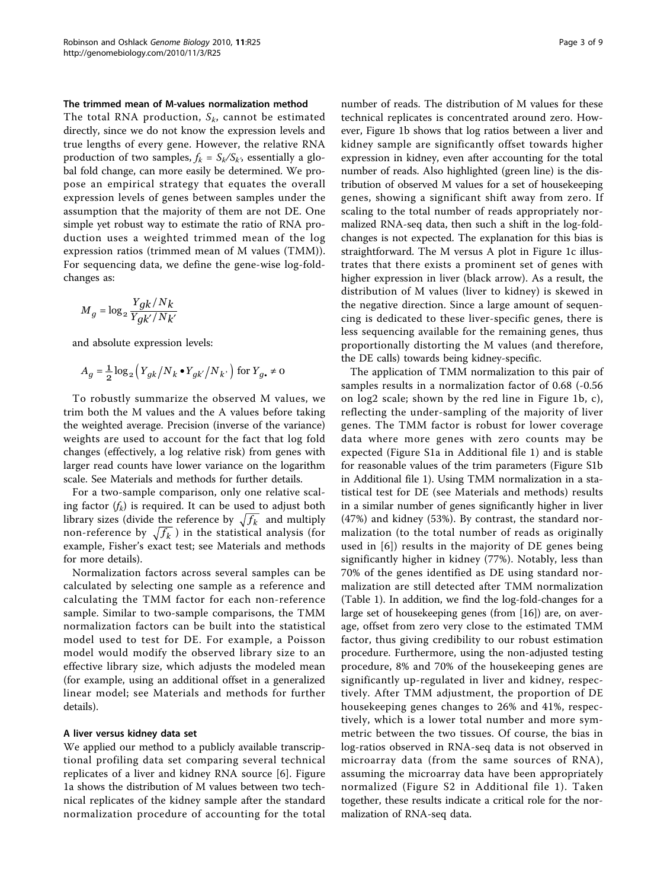### The trimmed mean of M-values normalization method

The total RNA production, $S_k$, cannot be estimated directly, since we do not know the expression levels and true lengths of every gene. However, the relative RNA production of two samples, $f_k = S_k/S_{k'}$, essentially a global fold change, can more easily be determined. We propose an empirical strategy that equates the overall expression levels of genes between samples under the assumption that the majority of them are not DE. One simple yet robust way to estimate the ratio of RNA production uses a weighted trimmed mean of the log expression ratios (trimmed mean of M values (TMM)). For sequencing data, we define the gene-wise log-fold-changes as:

$$M_g = \log_2 \frac{Y_{gk}/N_k}{Y_{gk'}/N_{k'}}$$

and absolute expression levels:

$$A_g = \frac{1}{2}\log_2\left(Y_{gk}/N_k \bullet Y_{gk'}/N_{k'}\right) \text{ for } Y_{g\bullet} \neq 0$$

To robustly summarize the observed M values, we trim both the M values and the A values before taking the weighted average. Precision (inverse of the variance) weights are used to account for the fact that log fold changes (effectively, a log relative risk) from genes with larger read counts have lower variance on the logarithm scale. See Materials and methods for further details.

For a two-sample comparison, only one relative scaling factor ($f_k$) is required. It can be used to adjust both library sizes (divide the reference by $\sqrt{f_k}$ and multiply non-reference by $\sqrt{f_k}$) in the statistical analysis (for example, Fisher's exact test; see Materials and methods for more details).

Normalization factors across several samples can be calculated by selecting one sample as a reference and calculating the TMM factor for each non-reference sample. Similar to two-sample comparisons, the TMM normalization factors can be built into the statistical model used to test for DE. For example, a Poisson model would modify the observed library size to an effective library size, which adjusts the modeled mean (for example, using an additional offset in a generalized linear model; see Materials and methods for further details).

### A liver versus kidney data set

We applied our method to a publicly available transcriptional profiling data set comparing several technical replicates of a liver and kidney RNA source [6]. Figure 1a shows the distribution of M values between two technical replicates of the kidney sample after the standard normalization procedure of accounting for the total number of reads. The distribution of M values for these technical replicates is concentrated around zero. However, Figure 1b shows that log ratios between a liver and kidney sample are significantly offset towards higher expression in kidney, even after accounting for the total number of reads. Also highlighted (green line) is the distribution of observed M values for a set of housekeeping genes, showing a significant shift away from zero. If scaling to the total number of reads appropriately normalized RNA-seq data, then such a shift in the log-fold-changes is not expected. The explanation for this bias is straightforward. The M versus A plot in Figure 1c illustrates that there exists a prominent set of genes with higher expression in liver (black arrow). As a result, the distribution of M values (liver to kidney) is skewed in the negative direction. Since a large amount of sequencing is dedicated to these liver-specific genes, there is less sequencing available for the remaining genes, thus proportionally distorting the M values (and therefore, the DE calls) towards being kidney-specific.

The application of TMM normalization to this pair of samples results in a normalization factor of 0.68 (-0.56 on log2 scale; shown by the red line in Figure 1b, c), reflecting the under-sampling of the majority of liver genes. The TMM factor is robust for lower coverage data where more genes with zero counts may be expected (Figure S1a in Additional file 1) and is stable for reasonable values of the trim parameters (Figure S1b in Additional file 1). Using TMM normalization in a statistical test for DE (see Materials and methods) results in a similar number of genes significantly higher in liver (47%) and kidney (53%). By contrast, the standard normalization (to the total number of reads as originally used in [6]) results in the majority of DE genes being significantly higher in kidney (77%). Notably, less than 70% of the genes identified as DE using standard normalization are still detected after TMM normalization (Table 1). In addition, we find the log-fold-changes for a large set of housekeeping genes (from [16]) are, on average, offset from zero very close to the estimated TMM factor, thus giving credibility to our robust estimation procedure. Furthermore, using the non-adjusted testing procedure, 8% and 70% of the housekeeping genes are significantly up-regulated in liver and kidney, respectively. After TMM adjustment, the proportion of DE housekeeping genes changes to 26% and 41%, respectively, which is a lower total number and more symmetric between the two tissues. Of course, the bias in log-ratios observed in RNA-seq data is not observed in microarray data (from the same sources of RNA), assuming the microarray data have been appropriately normalized (Figure S2 in Additional file 1). Taken together, these results indicate a critical role for the normalization of RNA-seq data.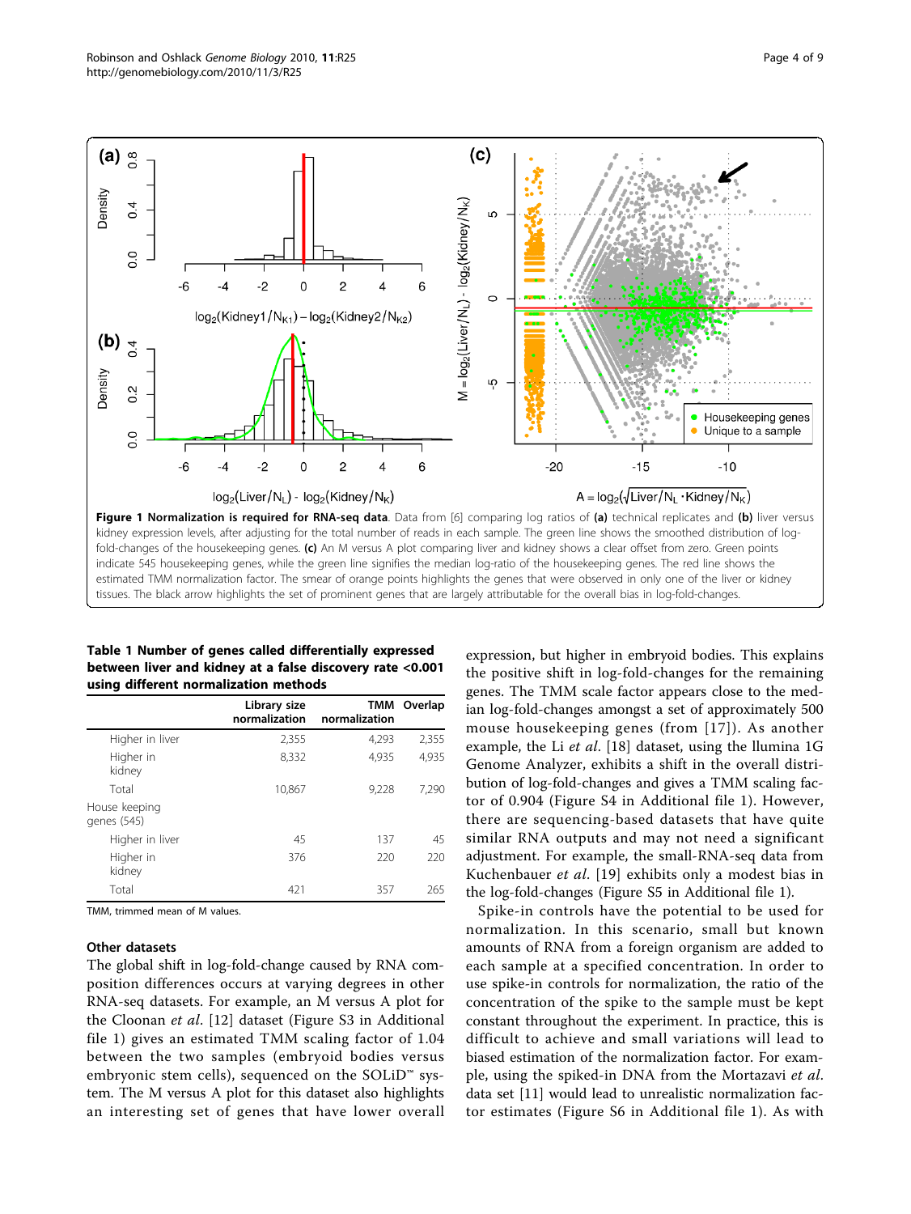**Figure 1 Normalization is required for RNA-seq data**. Data from [6] comparing log ratios of **(a)** technical replicates and **(b)** liver versus kidney expression levels, after adjusting for the total number of reads in each sample. The green line shows the smoothed distribution of log-fold-changes of the housekeeping genes. **(c)** An M versus A plot comparing liver and kidney shows a clear offset from zero. Green points indicate 545 housekeeping genes, while the green line signifies the median log-ratio of the housekeeping genes. The red line shows the estimated TMM normalization factor. The smear of orange points highlights the genes that were observed in only one of the liver or kidney tissues. The black arrow highlights the set of prominent genes that are largely attributable for the overall bias in log-fold-changes.

**Table 1 Number of genes called differentially expressed between liver and kidney at a false discovery rate <0.001 using different normalization methods**

| | Library size normalization | TMM normalization | Overlap |
|---|---|---|---|
| Higher in liver | 2,355 | 4,293 | 2,355 |
| Higher in kidney | 8,332 | 4,935 | 4,935 |
| Total | 10,867 | 9,228 | 7,290 |
| House keeping genes (545) | | | |
| Higher in liver | 45 | 137 | 45 |
| Higher in kidney | 376 | 220 | 220 |
| Total | 421 | 357 | 265 |

TMM, trimmed mean of M values.

### Other datasets

The global shift in log-fold-change caused by RNA composition differences occurs at varying degrees in other RNA-seq datasets. For example, an M versus A plot for the Cloonan *et al*. [12] dataset (Figure S3 in Additional file 1) gives an estimated TMM scaling factor of 1.04 between the two samples (embryoid bodies versus embryonic stem cells), sequenced on the SOLiD™ system. The M versus A plot for this dataset also highlights an interesting set of genes that have lower overall expression, but higher in embryoid bodies. This explains the positive shift in log-fold-changes for the remaining genes. The TMM scale factor appears close to the median log-fold-changes amongst a set of approximately 500 mouse housekeeping genes (from [17]). As another example, the Li *et al*. [18] dataset, using the llumina 1G Genome Analyzer, exhibits a shift in the overall distribution of log-fold-changes and gives a TMM scaling factor of 0.904 (Figure S4 in Additional file 1). However, there are sequencing-based datasets that have quite similar RNA outputs and may not need a significant adjustment. For example, the small-RNA-seq data from Kuchenbauer *et al*. [19] exhibits only a modest bias in the log-fold-changes (Figure S5 in Additional file 1).

Spike-in controls have the potential to be used for normalization. In this scenario, small but known amounts of RNA from a foreign organism are added to each sample at a specified concentration. In order to use spike-in controls for normalization, the ratio of the concentration of the spike to the sample must be kept constant throughout the experiment. In practice, this is difficult to achieve and small variations will lead to biased estimation of the normalization factor. For example, using the spiked-in DNA from the Mortazavi *et al*. data set [11] would lead to unrealistic normalization factor estimates (Figure S6 in Additional file 1). As with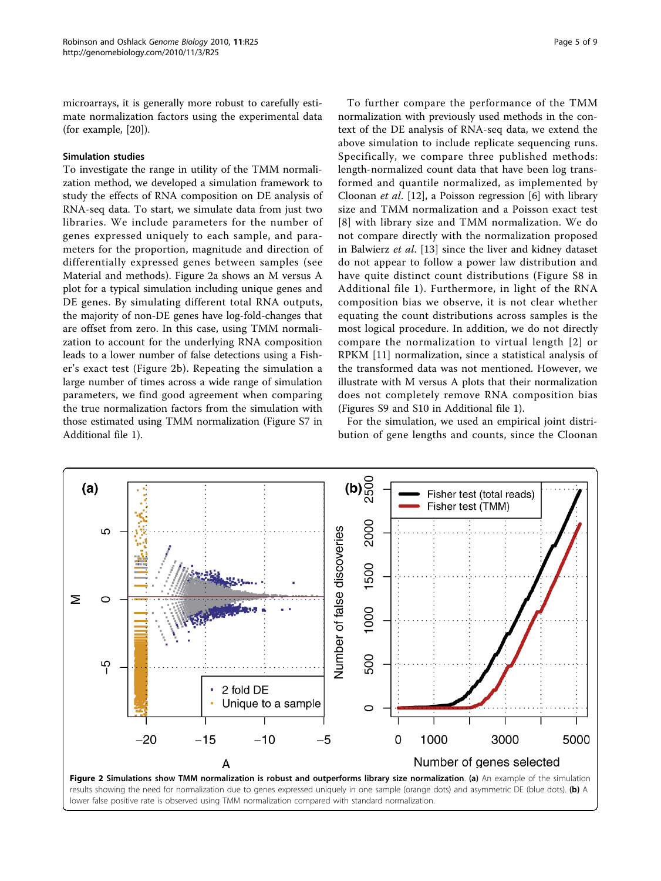microarrays, it is generally more robust to carefully estimate normalization factors using the experimental data (for example, [20]).

### Simulation studies

To investigate the range in utility of the TMM normalization method, we developed a simulation framework to study the effects of RNA composition on DE analysis of RNA-seq data. To start, we simulate data from just two libraries. We include parameters for the number of genes expressed uniquely to each sample, and parameters for the proportion, magnitude and direction of differentially expressed genes between samples (see Material and methods). Figure 2a shows an M versus A plot for a typical simulation including unique genes and DE genes. By simulating different total RNA outputs, the majority of non-DE genes have log-fold-changes that are offset from zero. In this case, using TMM normalization to account for the underlying RNA composition leads to a lower number of false detections using a Fisher's exact test (Figure 2b). Repeating the simulation a large number of times across a wide range of simulation parameters, we find good agreement when comparing the true normalization factors from the simulation with those estimated using TMM normalization (Figure S7 in Additional file 1).

To further compare the performance of the TMM normalization with previously used methods in the context of the DE analysis of RNA-seq data, we extend the above simulation to include replicate sequencing runs. Specifically, we compare three published methods: length-normalized count data that have been log transformed and quantile normalized, as implemented by Cloonan *et al*. [12], a Poisson regression [6] with library size and TMM normalization and a Poisson exact test [8] with library size and TMM normalization. We do not compare directly with the normalization proposed in Balwierz *et al*. [13] since the liver and kidney dataset do not appear to follow a power law distribution and have quite distinct count distributions (Figure S8 in Additional file 1). Furthermore, in light of the RNA composition bias we observe, it is not clear whether equating the count distributions across samples is the most logical procedure. In addition, we do not directly compare the normalization to virtual length [2] or RPKM [11] normalization, since a statistical analysis of the transformed data was not mentioned. However, we illustrate with M versus A plots that their normalization does not completely remove RNA composition bias (Figures S9 and S10 in Additional file 1).

For the simulation, we used an empirical joint distribution of gene lengths and counts, since the Cloonan

**Figure 2 Simulations show TMM normalization is robust and outperforms library size normalization**. **(a)** An example of the simulation results showing the need for normalization due to genes expressed uniquely in one sample (orange dots) and asymmetric DE (blue dots). **(b)** A lower false positive rate is observed using TMM normalization compared with standard normalization.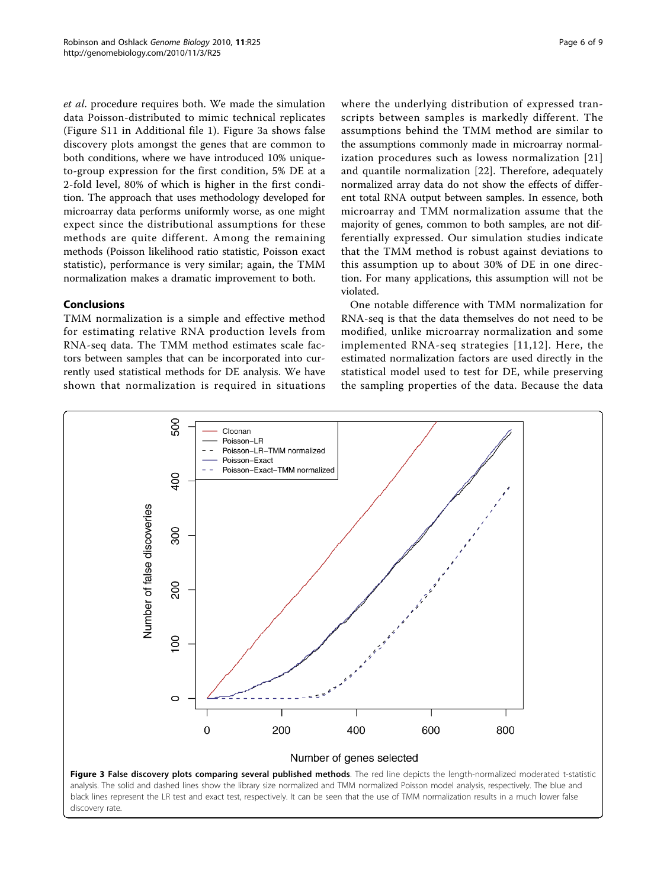*et al.* procedure requires both. We made the simulation data Poisson-distributed to mimic technical replicates (Figure S11 in Additional file 1). Figure 3a shows false discovery plots amongst the genes that are common to both conditions, where we have introduced 10% unique-to-group expression for the first condition, 5% DE at a 2-fold level, 80% of which is higher in the first condition. The approach that uses methodology developed for microarray data performs uniformly worse, as one might expect since the distributional assumptions for these methods are quite different. Among the remaining methods (Poisson likelihood ratio statistic, Poisson exact statistic), performance is very similar; again, the TMM normalization makes a dramatic improvement to both.

## Conclusions

TMM normalization is a simple and effective method for estimating relative RNA production levels from RNA-seq data. The TMM method estimates scale factors between samples that can be incorporated into currently used statistical methods for DE analysis. We have shown that normalization is required in situations where the underlying distribution of expressed transcripts between samples is markedly different. The assumptions behind the TMM method are similar to the assumptions commonly made in microarray normalization procedures such as lowess normalization [21] and quantile normalization [22]. Therefore, adequately normalized array data do not show the effects of different total RNA output between samples. In essence, both microarray and TMM normalization assume that the majority of genes, common to both samples, are not differentially expressed. Our simulation studies indicate that the TMM method is robust against deviations to this assumption up to about 30% of DE in one direction. For many applications, this assumption will not be violated.

One notable difference with TMM normalization for RNA-seq is that the data themselves do not need to be modified, unlike microarray normalization and some implemented RNA-seq strategies [11,12]. Here, the estimated normalization factors are used directly in the statistical model used to test for DE, while preserving the sampling properties of the data. Because the data

**Figure 3 False discovery plots comparing several published methods**. The red line depicts the length-normalized moderated t-statistic analysis. The solid and dashed lines show the library size normalized and TMM normalized Poisson model analysis, respectively. The blue and black lines represent the LR test and exact test, respectively. It can be seen that the use of TMM normalization results in a much lower false discovery rate.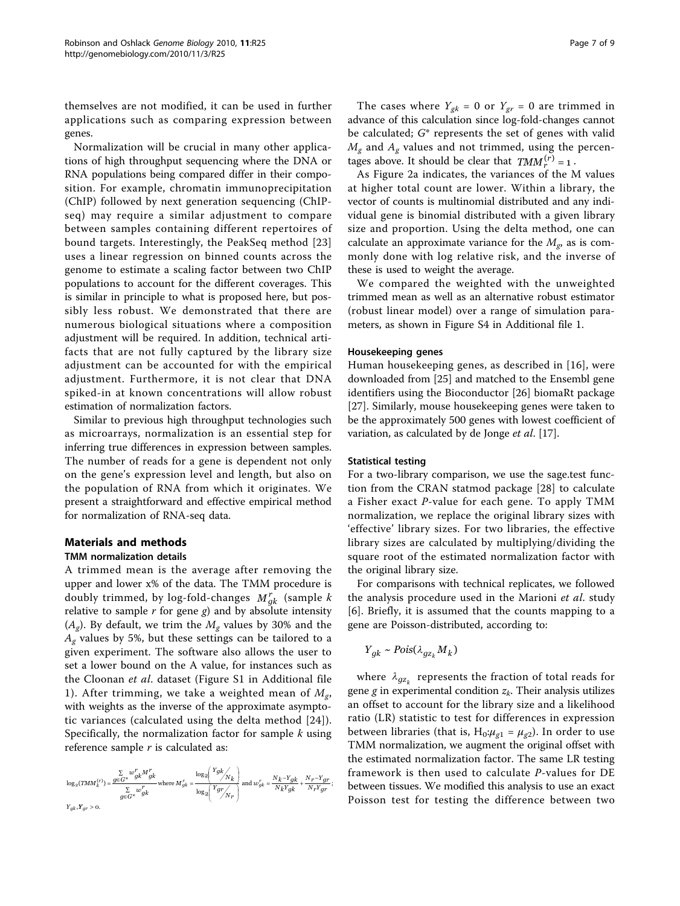themselves are not modified, it can be used in further applications such as comparing expression between genes.

Normalization will be crucial in many other applications of high throughput sequencing where the DNA or RNA populations being compared differ in their composition. For example, chromatin immunoprecipitation (ChIP) followed by next generation sequencing (ChIP-seq) may require a similar adjustment to compare between samples containing different repertoires of bound targets. Interestingly, the PeakSeq method [23] uses a linear regression on binned counts across the genome to estimate a scaling factor between two ChIP populations to account for the different coverages. This is similar in principle to what is proposed here, but possibly less robust. We demonstrated that there are numerous biological situations where a composition adjustment will be required. In addition, technical artifacts that are not fully captured by the library size adjustment can be accounted for with the empirical adjustment. Furthermore, it is not clear that DNA spiked-in at known concentrations will allow robust estimation of normalization factors.

Similar to previous high throughput technologies such as microarrays, normalization is an essential step for inferring true differences in expression between samples. The number of reads for a gene is dependent not only on the gene's expression level and length, but also on the population of RNA from which it originates. We present a straightforward and effective empirical method for normalization of RNA-seq data.

## Materials and methods

### TMM normalization details

A trimmed mean is the average after removing the upper and lower x% of the data. The TMM procedure is doubly trimmed, by log-fold-changes $M_{gk}^{r}$ (sample $k$ relative to sample $r$ for gene $g$) and by absolute intensity ($A_g$). By default, we trim the $M_g$ values by 30% and the $A_g$ values by 5%, but these settings can be tailored to a given experiment. The software also allows the user to set a lower bound on the A value, for instances such as the Cloonan *et al*. dataset (Figure S1 in Additional file 1). After trimming, we take a weighted mean of $M_g$, with weights as the inverse of the approximate asymptotic variances (calculated using the delta method [24]). Specifically, the normalization factor for sample $k$ using reference sample $r$ is calculated as:

$$\log_2(TMM_k^{(r)}) = \frac{\sum_{g \in G^*} w_{gk}^{r} M_{gk}^{r}}{\sum_{g \in G^*} w_{gk}^{r}} \text{ where } M_{gk}^{r} = \frac{\log_2\left(\frac{Y_{gk}}{N_k}\right)}{\log_2\left(\frac{Y_{gr}}{N_r}\right)} \text{ and } w_{gk}^{r} = \frac{N_k - Y_{gk}}{N_k Y_{gk}} + \frac{N_r - Y_{gr}}{N_r Y_{gr}};$$

$$Y_{gk}, Y_{gr} > 0.$$

The cases where $Y_{gk} = 0$ or $Y_{gr} = 0$ are trimmed in advance of this calculation since log-fold-changes cannot be calculated; $G^*$ represents the set of genes with valid $M_g$ and $A_g$ values and not trimmed, using the percentages above. It should be clear that $TMM_r^{(r)} = 1$.

As Figure 2a indicates, the variances of the M values at higher total count are lower. Within a library, the vector of counts is multinomial distributed and any individual gene is binomial distributed with a given library size and proportion. Using the delta method, one can calculate an approximate variance for the $M_g$, as is commonly done with log relative risk, and the inverse of these is used to weight the average.

We compared the weighted with the unweighted trimmed mean as well as an alternative robust estimator (robust linear model) over a range of simulation parameters, as shown in Figure S4 in Additional file 1.

### Housekeeping genes

Human housekeeping genes, as described in [16], were downloaded from [25] and matched to the Ensembl gene identifiers using the Bioconductor [26] biomaRt package [27]. Similarly, mouse housekeeping genes were taken to be the approximately 500 genes with lowest coefficient of variation, as calculated by de Jonge *et al*. [17].

### Statistical testing

For a two-library comparison, we use the sage.test function from the CRAN statmod package [28] to calculate a Fisher exact *P*-value for each gene. To apply TMM normalization, we replace the original library sizes with 'effective' library sizes. For two libraries, the effective library sizes are calculated by multiplying/dividing the square root of the estimated normalization factor with the original library size.

For comparisons with technical replicates, we followed the analysis procedure used in the Marioni *et al*. study [6]. Briefly, it is assumed that the counts mapping to a gene are Poisson-distributed, according to:

$$Y_{gk} \sim Pois(\lambda_{gz_k} M_k)$$

where $\lambda_{gz_k}$ represents the fraction of total reads for gene $g$ in experimental condition $z_k$. Their analysis utilizes an offset to account for the library size and a likelihood ratio (LR) statistic to test for differences in expression between libraries (that is, $H_0: \mu_{g1} = \mu_{g2}$). In order to use TMM normalization, we augment the original offset with the estimated normalization factor. The same LR testing framework is then used to calculate *P*-values for DE between tissues. We modified this analysis to use an exact Poisson test for testing the difference between two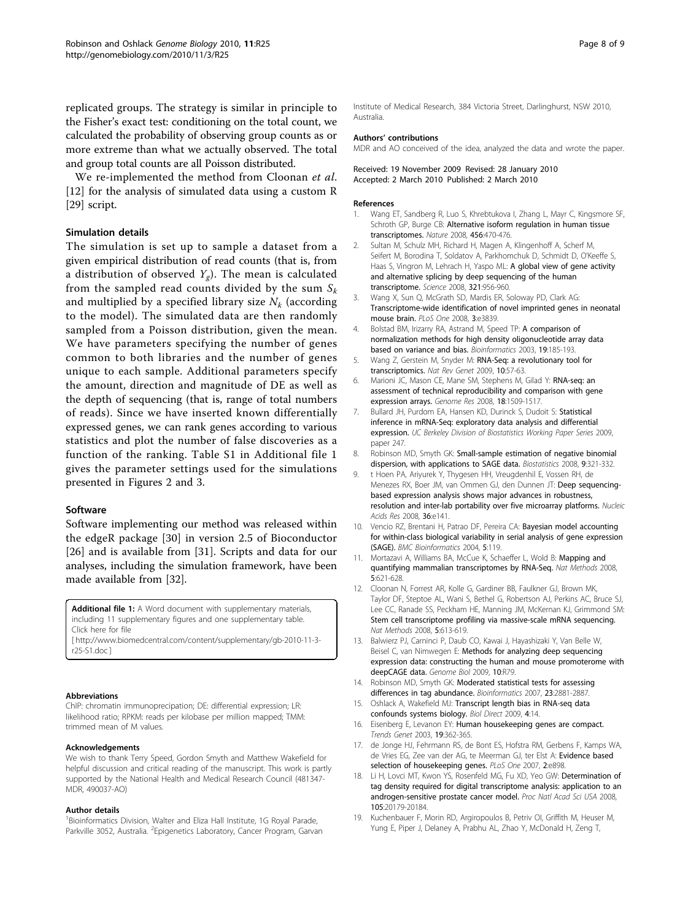replicated groups. The strategy is similar in principle to the Fisher's exact test: conditioning on the total count, we calculated the probability of observing group counts as or more extreme than what we actually observed. The total and group total counts are all Poisson distributed.

We re-implemented the method from Cloonan *et al*. [12] for the analysis of simulated data using a custom R [29] script.

### Simulation details

The simulation is set up to sample a dataset from a given empirical distribution of read counts (that is, from a distribution of observed $Y_g$). The mean is calculated from the sampled read counts divided by the sum $S_k$ and multiplied by a specified library size $N_k$ (according to the model). The simulated data are then randomly sampled from a Poisson distribution, given the mean. We have parameters specifying the number of genes common to both libraries and the number of genes unique to each sample. Additional parameters specify the amount, direction and magnitude of DE as well as the depth of sequencing (that is, range of total numbers of reads). Since we have inserted known differentially expressed genes, we can rank genes according to various statistics and plot the number of false discoveries as a function of the ranking. Table S1 in Additional file 1 gives the parameter settings used for the simulations presented in Figures 2 and 3.

### Software

Software implementing our method was released within the edgeR package [30] in version 2.5 of Bioconductor [26] and is available from [31]. Scripts and data for our analyses, including the simulation framework, have been made available from [32].

**Additional file 1:** A Word document with supplementary materials, including 11 supplementary figures and one supplementary table. Click here for file
[ http://www.biomedcentral.com/content/supplementary/gb-2010-11-3-r25-S1.doc ]

#### Abbreviations

ChIP: chromatin immunoprecipation; DE: differential expression; LR: likelihood ratio; RPKM: reads per kilobase per million mapped; TMM: trimmed mean of M values.

#### Acknowledgements

We wish to thank Terry Speed, Gordon Smyth and Matthew Wakefield for helpful discussion and critical reading of the manuscript. This work is partly supported by the National Health and Medical Research Council (481347-MDR, 490037-AO)

#### Author details

[1]Bioinformatics Division, Walter and Eliza Hall Institute, 1G Royal Parade, Parkville 3052, Australia. [2]Epigenetics Laboratory, Cancer Program, Garvan Institute of Medical Research, 384 Victoria Street, Darlinghurst, NSW 2010, Australia.

#### Authors' contributions

MDR and AO conceived of the idea, analyzed the data and wrote the paper.

Received: 19 November 2009 Revised: 28 January 2010
Accepted: 2 March 2010 Published: 2 March 2010

#### References

1. Wang ET, Sandberg R, Luo S, Khrebtukova I, Zhang L, Mayr C, Kingsmore SF, Schroth GP, Burge CB: **Alternative isoform regulation in human tissue transcriptomes.** *Nature* 2008, **456**:470-476.
2. Sultan M, Schulz MH, Richard H, Magen A, Klingenhoff A, Scherf M, Seifert M, Borodina T, Soldatov A, Parkhomchuk D, Schmidt D, O'Keeffe S, Haas S, Vingron M, Lehrach H, Yaspo ML: **A global view of gene activity and alternative splicing by deep sequencing of the human transcriptome.** *Science* 2008, **321**:956-960.
3. Wang X, Sun Q, McGrath SD, Mardis ER, Soloway PD, Clark AG: **Transcriptome-wide identification of novel imprinted genes in neonatal mouse brain.** *PLoS One* 2008, **3**:e3839.
4. Bolstad BM, Irizarry RA, Astrand M, Speed TP: **A comparison of normalization methods for high density oligonucleotide array data based on variance and bias.** *Bioinformatics* 2003, **19**:185-193.
5. Wang Z, Gerstein M, Snyder M: **RNA-Seq: a revolutionary tool for transcriptomics.** *Nat Rev Genet* 2009, **10**:57-63.
6. Marioni JC, Mason CE, Mane SM, Stephens M, Gilad Y: **RNA-seq: an assessment of technical reproducibility and comparison with gene expression arrays.** *Genome Res* 2008, **18**:1509-1517.
7. Bullard JH, Purdom EA, Hansen KD, Durinck S, Dudoit S: **Statistical inference in mRNA-Seq: exploratory data analysis and differential expression.** *UC Berkeley Division of Biostatistics Working Paper Series* 2009, paper 247.
8. Robinson MD, Smyth GK: **Small-sample estimation of negative binomial dispersion, with applications to SAGE data.** *Biostatistics* 2008, **9**:321-332.
9. t Hoen PA, Ariyurek Y, Thygesen HH, Vreugdenhil E, Vossen RH, de Menezes RX, Boer JM, van Ommen GJ, den Dunnen JT: **Deep sequencing-based expression analysis shows major advances in robustness, resolution and inter-lab portability over five microarray platforms.** *Nucleic Acids Res* 2008, **36**:e141.
10. Vencio RZ, Brentani H, Patrao DF, Pereira CA: **Bayesian model accounting for within-class biological variability in serial analysis of gene expression (SAGE).** *BMC Bioinformatics* 2004, **5**:119.
11. Mortazavi A, Williams BA, McCue K, Schaeffer L, Wold B: **Mapping and quantifying mammalian transcriptomes by RNA-Seq.** *Nat Methods* 2008, **5**:621-628.
12. Cloonan N, Forrest AR, Kolle G, Gardiner BB, Faulkner GJ, Brown MK, Taylor DF, Steptoe AL, Wani S, Bethel G, Robertson AJ, Perkins AC, Bruce SJ, Lee CC, Ranade SS, Peckham HE, Manning JM, McKernan KJ, Grimmond SM: **Stem cell transcriptome profiling via massive-scale mRNA sequencing.** *Nat Methods* 2008, **5**:613-619.
13. Balwierz PJ, Carninci P, Daub CO, Kawai J, Hayashizaki Y, Van Belle W, Beisel C, van Nimwegen E: **Methods for analyzing deep sequencing expression data: constructing the human and mouse promoterome with deepCAGE data.** *Genome Biol* 2009, **10**:R79.
14. Robinson MD, Smyth GK: **Moderated statistical tests for assessing differences in tag abundance.** *Bioinformatics* 2007, **23**:2881-2887.
15. Oshlack A, Wakefield MJ: **Transcript length bias in RNA-seq data confounds systems biology.** *Biol Direct* 2009, **4**:14.
16. Eisenberg E, Levanon EY: **Human housekeeping genes are compact.** *Trends Genet* 2003, **19**:362-365.
17. de Jonge HJ, Fehrmann RS, de Bont ES, Hofstra RM, Gerbens F, Kamps WA, de Vries EG, Zee van der AG, te Meerman GJ, ter Elst A: **Evidence based selection of housekeeping genes.** *PLoS One* 2007, **2**:e898.
18. Li H, Lovci MT, Kwon YS, Rosenfeld MG, Fu XD, Yeo GW: **Determination of tag density required for digital transcriptome analysis: application to an androgen-sensitive prostate cancer model.** *Proc Natl Acad Sci USA* 2008, **105**:20179-20184.
19. Kuchenbauer F, Morin RD, Argiropoulos B, Petriv OI, Griffith M, Heuser M, Yung E, Piper J, Delaney A, Prabhu AL, Zhao Y, McDonald H, Zeng T,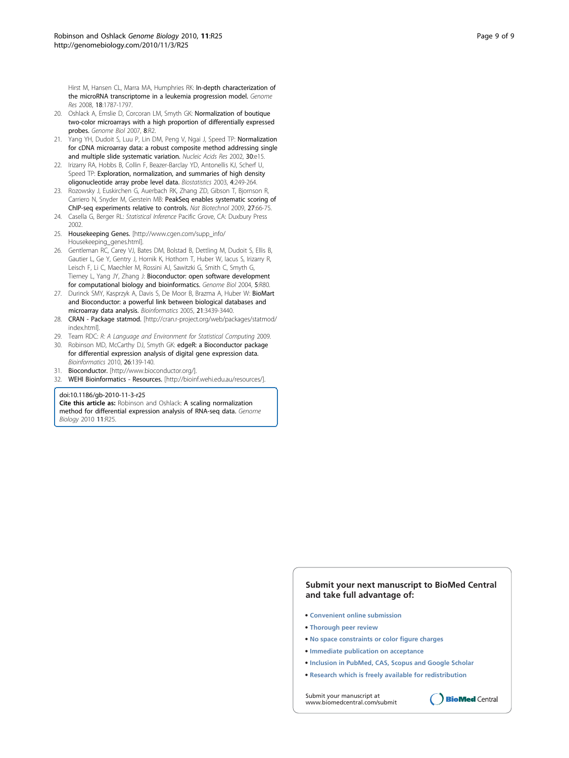Hirst M, Hansen CL, Marra MA, Humphries RK: **In-depth characterization of the microRNA transcriptome in a leukemia progression model.** *Genome Res* 2008, **18**:1787-1797.

20. Oshlack A, Emslie D, Corcoran LM, Smyth GK: **Normalization of boutique two-color microarrays with a high proportion of differentially expressed probes.** *Genome Biol* 2007, **8**:R2.
21. Yang YH, Dudoit S, Luu P, Lin DM, Peng V, Ngai J, Speed TP: **Normalization for cDNA microarray data: a robust composite method addressing single and multiple slide systematic variation.** *Nucleic Acids Res* 2002, **30**:e15.
22. Irizarry RA, Hobbs B, Collin F, Beazer-Barclay YD, Antonellis KJ, Scherf U, Speed TP: **Exploration, normalization, and summaries of high density oligonucleotide array probe level data.** *Biostatistics* 2003, **4**:249-264.
23. Rozowsky J, Euskirchen G, Auerbach RK, Zhang ZD, Gibson T, Bjornson R, Carriero N, Snyder M, Gerstein MB: **PeakSeq enables systematic scoring of ChIP-seq experiments relative to controls.** *Nat Biotechnol* 2009, **27**:66-75.
24. Casella G, Berger RL: *Statistical Inference* Pacific Grove, CA: Duxbury Press 2002.
25. **Housekeeping Genes.** [http://www.cgen.com/supp_info/Housekeeping_genes.html].
26. Gentleman RC, Carey VJ, Bates DM, Bolstad B, Dettling M, Dudoit S, Ellis B, Gautier L, Ge Y, Gentry J, Hornik K, Hothorn T, Huber W, Iacus S, Irizarry R, Leisch F, Li C, Maechler M, Rossini AJ, Sawitzki G, Smith C, Smyth G, Tierney L, Yang JY, Zhang J: **Bioconductor: open software development for computational biology and bioinformatics.** *Genome Biol* 2004, **5**:R80.
27. Durinck SMY, Kasprzyk A, Davis S, De Moor B, Brazma A, Huber W: **BioMart and Bioconductor: a powerful link between biological databases and microarray data analysis.** *Bioinformatics* 2005, **21**:3439-3440.
28. **CRAN - Package statmod.** [http://cran.r-project.org/web/packages/statmod/index.html].
29. Team RDC: *R: A Language and Environment for Statistical Computing* 2009.
30. Robinson MD, McCarthy DJ, Smyth GK: **edgeR: a Bioconductor package for differential expression analysis of digital gene expression data.** *Bioinformatics* 2010, **26**:139-140.
31. **Bioconductor.** [http://www.bioconductor.org/].
32. **WEHI Bioinformatics - Resources.** [http://bioinf.wehi.edu.au/resources/].

doi:10.1186/gb-2010-11-3-r25
**Cite this article as:** Robinson and Oshlack: **A scaling normalization method for differential expression analysis of RNA-seq data.** *Genome Biology* 2010 **11**:R25.

**Submit your next manuscript to BioMed Central and take full advantage of:**

- Convenient online submission
- Thorough peer review
- No space constraints or color figure charges
- Immediate publication on acceptance
- Inclusion in PubMed, CAS, Scopus and Google Scholar
- Research which is freely available for redistribution

Submit your manuscript at
www.biomedcentral.com/submit

BioMed Central